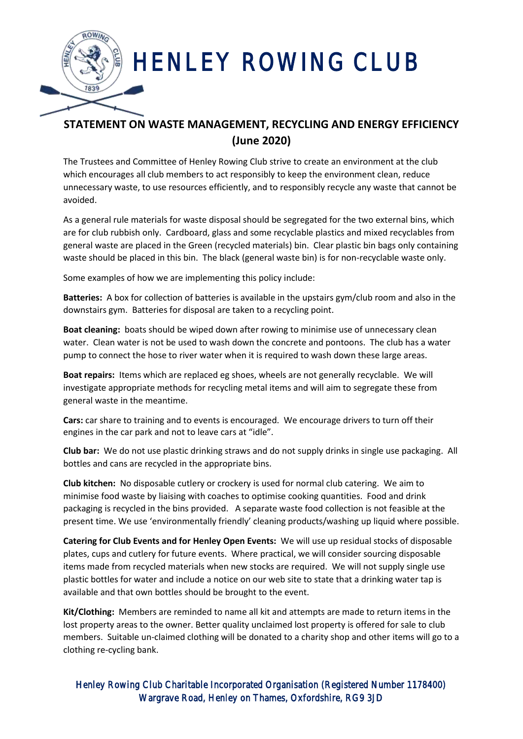# HENLEY ROWING CLUB

## STATEMENT ON WASTE MANAGEMENT, RECYCLING AND ENERGY EFFICIENCY (June 2020)

The Trustees and Committee of Henley Rowing Club strive to create an environment at the club which encourages all club members to act responsibly to keep the environment clean, reduce unnecessary waste, to use resources efficiently, and to responsibly recycle any waste that cannot be avoided.

As a general rule materials for waste disposal should be segregated for the two external bins, which are for club rubbish only. Cardboard, glass and some recyclable plastics and mixed recyclables from general waste are placed in the Green (recycled materials) bin. Clear plastic bin bags only containing waste should be placed in this bin. The black (general waste bin) is for non-recyclable waste only.

Some examples of how we are implementing this policy include:

**Batteries:** A box for collection of batteries is available in the upstairs gym/club room and also in the downstairs gym. Batteries for disposal are taken to a recycling point.

**Boat cleaning:** boats should be wiped down after rowing to minimise use of unnecessary clean water. Clean water is not be used to wash down the concrete and pontoons. The club has a water pump to connect the hose to river water when it is required to wash down these large areas.

**Boat repairs:** Items which are replaced eg shoes, wheels are not generally recyclable. We will investigate appropriate methods for recycling metal items and will aim to segregate these from general waste in the meantime.

**Cars:** car share to training and to events is encouraged. We encourage drivers to turn off their engines in the car park and not to leave cars at "idle".

**Club bar:** We do not use plastic drinking straws and do not supply drinks in single use packaging. All bottles and cans are recycled in the appropriate bins.

**Club kitchen:** No disposable cutlery or crockery is used for normal club catering. We aim to minimise food waste by liaising with coaches to optimise cooking quantities. Food and drink packaging is recycled in the bins provided. A separate waste food collection is not feasible at the present time. We use 'environmentally friendly' cleaning products/washing up liquid where possible.

**Catering for Club Events and for Henley Open Events:** We will use up residual stocks of disposable plates, cups and cutlery for future events. Where practical, we will consider sourcing disposable items made from recycled materials when new stocks are required. We will not supply single use plastic bottles for water and include a notice on our web site to state that a drinking water tap is available and that own bottles should be brought to the event.

**Kit/Clothing:** Members are reminded to name all kit and attempts are made to return items in the lost property areas to the owner. Better quality unclaimed lost property is offered for sale to club members. Suitable un-claimed clothing will be donated to a charity shop and other items will go to a clothing re-cycling bank.

Henley Rowing Club Charitable Incorporated Organisation (Registered Number 1178400)
Wargrave Road, Henley on Thames, Oxfordshire, RG9 3JD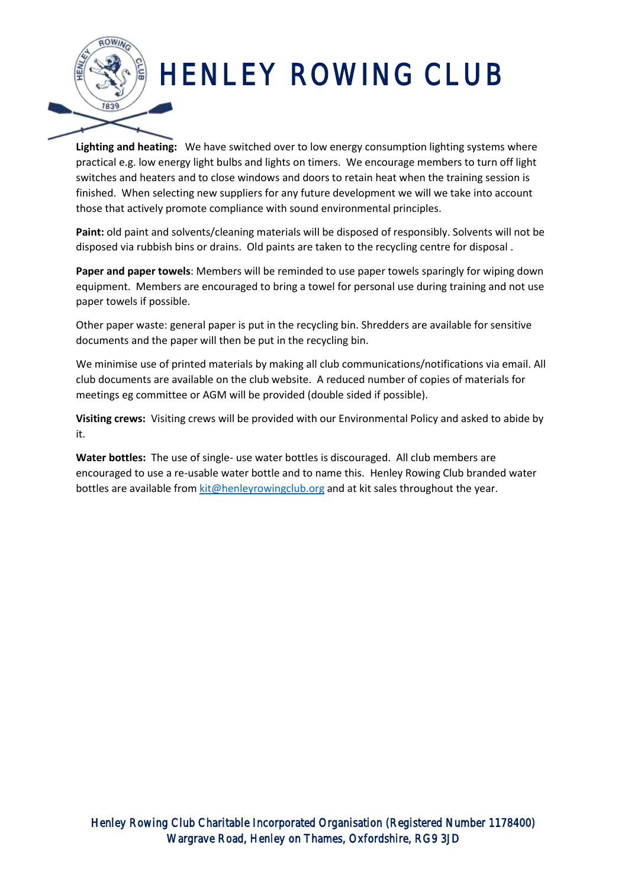**Lighting and heating:** We have switched over to low energy consumption lighting systems where practical e.g. low energy light bulbs and lights on timers. We encourage members to turn off light switches and heaters and to close windows and doors to retain heat when the training session is finished. When selecting new suppliers for any future development we will we take into account those that actively promote compliance with sound environmental principles.

**Paint:** old paint and solvents/cleaning materials will be disposed of responsibly. Solvents will not be disposed via rubbish bins or drains. Old paints are taken to the recycling centre for disposal .

**Paper and paper towels**: Members will be reminded to use paper towels sparingly for wiping down equipment. Members are encouraged to bring a towel for personal use during training and not use paper towels if possible.

Other paper waste: general paper is put in the recycling bin. Shredders are available for sensitive documents and the paper will then be put in the recycling bin.

We minimise use of printed materials by making all club communications/notifications via email. All club documents are available on the club website. A reduced number of copies of materials for meetings eg committee or AGM will be provided (double sided if possible).

**Visiting crews:** Visiting crews will be provided with our Environmental Policy and asked to abide by it.

**Water bottles:** The use of single- use water bottles is discouraged. All club members are encouraged to use a re-usable water bottle and to name this. Henley Rowing Club branded water bottles are available from kit@henleyrowingclub.org and at kit sales throughout the year.